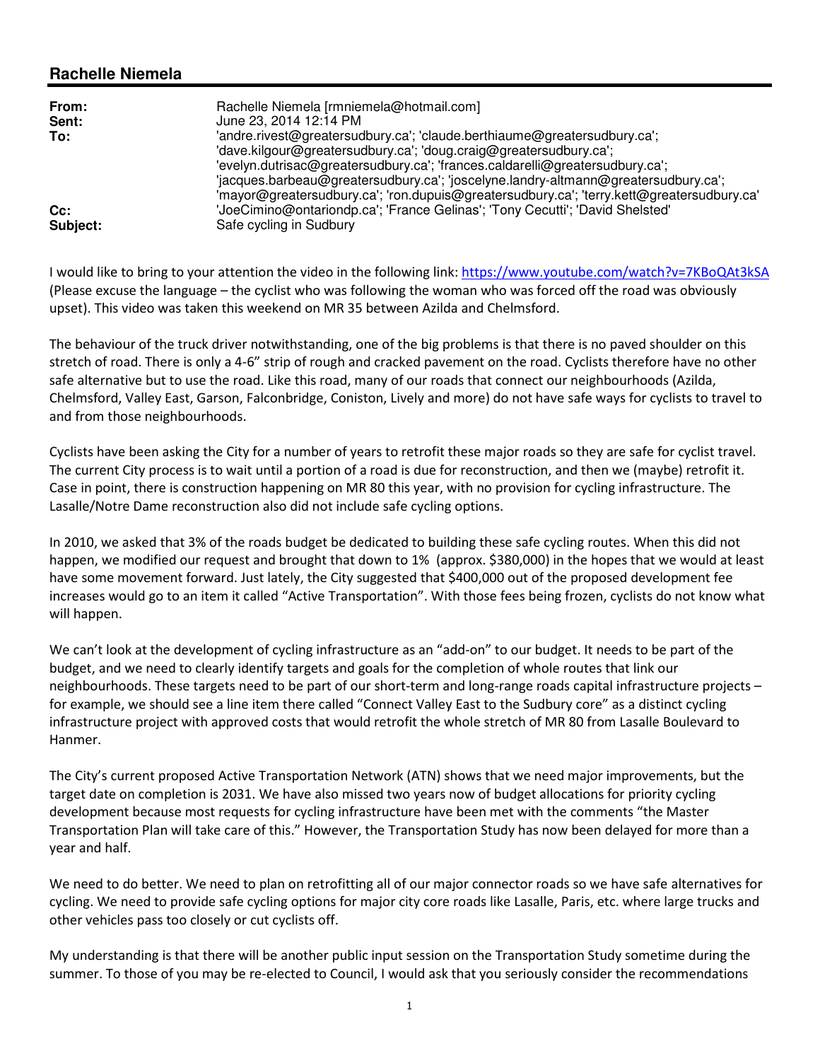## Rachelle Niemela

| | |
|---|---|
| **From:** | Rachelle Niemela [rmniemela@hotmail.com] |
| **Sent:** | June 23, 2014 12:14 PM |
| **To:** | 'andre.rivest@greatersudbury.ca'; 'claude.berthiaume@greatersudbury.ca'; 'dave.kilgour@greatersudbury.ca'; 'doug.craig@greatersudbury.ca'; 'evelyn.dutrisac@greatersudbury.ca'; 'frances.caldarelli@greatersudbury.ca'; 'jacques.barbeau@greatersudbury.ca'; 'joscelyne.landry-altmann@greatersudbury.ca'; 'mayor@greatersudbury.ca'; 'ron.dupuis@greatersudbury.ca'; 'terry.kett@greatersudbury.ca' |
| **Cc:** | 'JoeCimino@ontariondp.ca'; 'France Gelinas'; 'Tony Cecutti'; 'David Shelsted' |
| **Subject:** | Safe cycling in Sudbury |

I would like to bring to your attention the video in the following link: https://www.youtube.com/watch?v=7KBoQAt3kSA (Please excuse the language – the cyclist who was following the woman who was forced off the road was obviously upset). This video was taken this weekend on MR 35 between Azilda and Chelmsford.

The behaviour of the truck driver notwithstanding, one of the big problems is that there is no paved shoulder on this stretch of road. There is only a 4-6" strip of rough and cracked pavement on the road. Cyclists therefore have no other safe alternative but to use the road. Like this road, many of our roads that connect our neighbourhoods (Azilda, Chelmsford, Valley East, Garson, Falconbridge, Coniston, Lively and more) do not have safe ways for cyclists to travel to and from those neighbourhoods.

Cyclists have been asking the City for a number of years to retrofit these major roads so they are safe for cyclist travel. The current City process is to wait until a portion of a road is due for reconstruction, and then we (maybe) retrofit it. Case in point, there is construction happening on MR 80 this year, with no provision for cycling infrastructure. The Lasalle/Notre Dame reconstruction also did not include safe cycling options.

In 2010, we asked that 3% of the roads budget be dedicated to building these safe cycling routes. When this did not happen, we modified our request and brought that down to 1% (approx. $380,000) in the hopes that we would at least have some movement forward. Just lately, the City suggested that $400,000 out of the proposed development fee increases would go to an item it called "Active Transportation". With those fees being frozen, cyclists do not know what will happen.

We can't look at the development of cycling infrastructure as an "add-on" to our budget. It needs to be part of the budget, and we need to clearly identify targets and goals for the completion of whole routes that link our neighbourhoods. These targets need to be part of our short-term and long-range roads capital infrastructure projects – for example, we should see a line item there called "Connect Valley East to the Sudbury core" as a distinct cycling infrastructure project with approved costs that would retrofit the whole stretch of MR 80 from Lasalle Boulevard to Hanmer.

The City's current proposed Active Transportation Network (ATN) shows that we need major improvements, but the target date on completion is 2031. We have also missed two years now of budget allocations for priority cycling development because most requests for cycling infrastructure have been met with the comments "the Master Transportation Plan will take care of this." However, the Transportation Study has now been delayed for more than a year and half.

We need to do better. We need to plan on retrofitting all of our major connector roads so we have safe alternatives for cycling. We need to provide safe cycling options for major city core roads like Lasalle, Paris, etc. where large trucks and other vehicles pass too closely or cut cyclists off.

My understanding is that there will be another public input session on the Transportation Study sometime during the summer. To those of you may be re-elected to Council, I would ask that you seriously consider the recommendations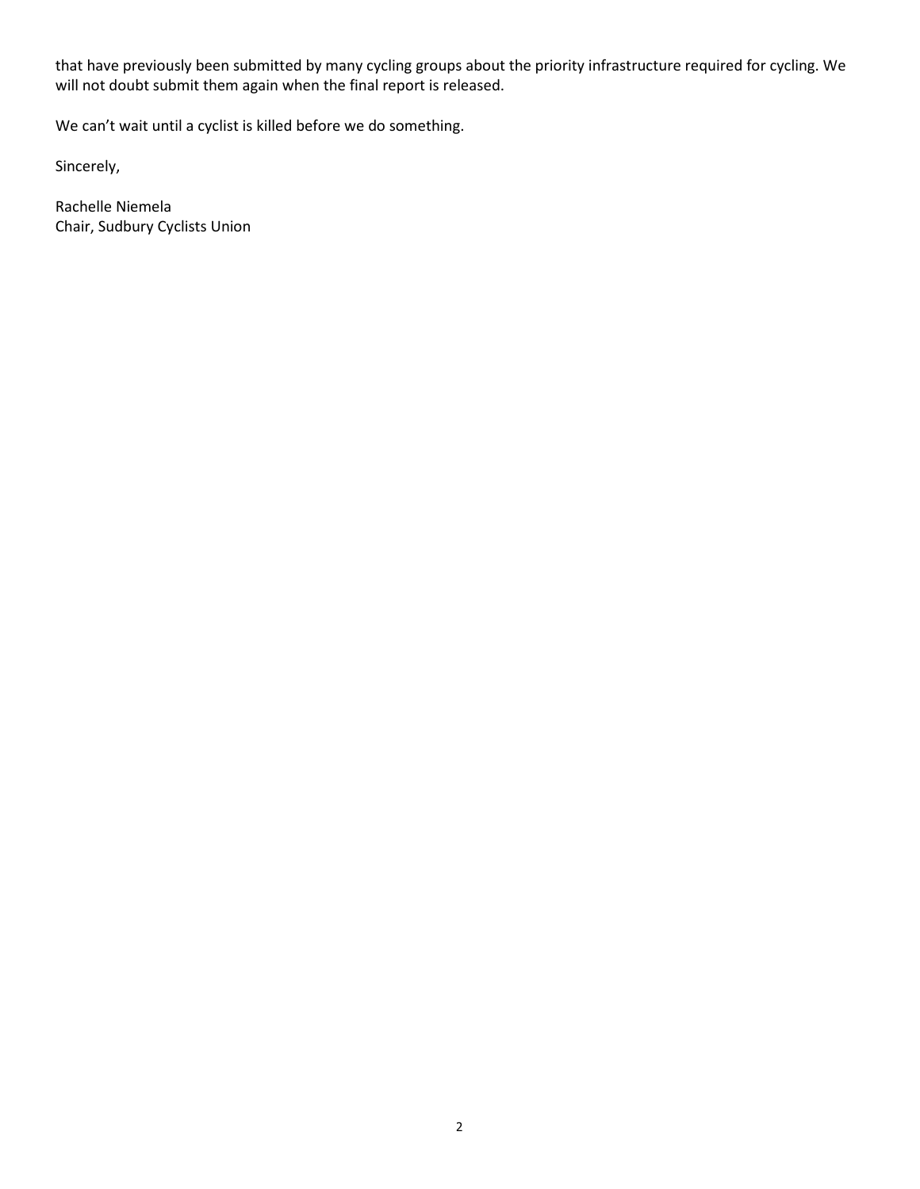that have previously been submitted by many cycling groups about the priority infrastructure required for cycling. We will not doubt submit them again when the final report is released.

We can't wait until a cyclist is killed before we do something.

Sincerely,

Rachelle Niemela
Chair, Sudbury Cyclists Union